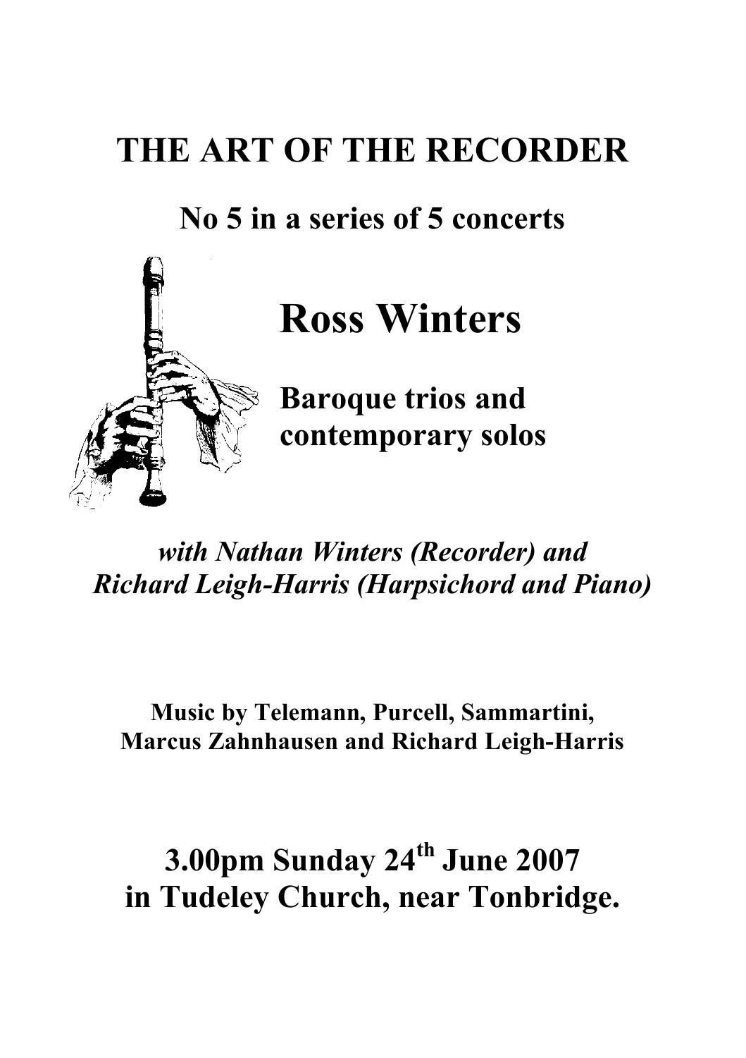# THE ART OF THE RECORDER

## No 5 in a series of 5 concerts

# Ross Winters

## Baroque trios and contemporary solos

***with Nathan Winters (Recorder) and Richard Leigh-Harris (Harpsichord and Piano)***

**Music by Telemann, Purcell, Sammartini, Marcus Zahnhausen and Richard Leigh-Harris**

## 3.00pm Sunday 24th June 2007 in Tudeley Church, near Tonbridge.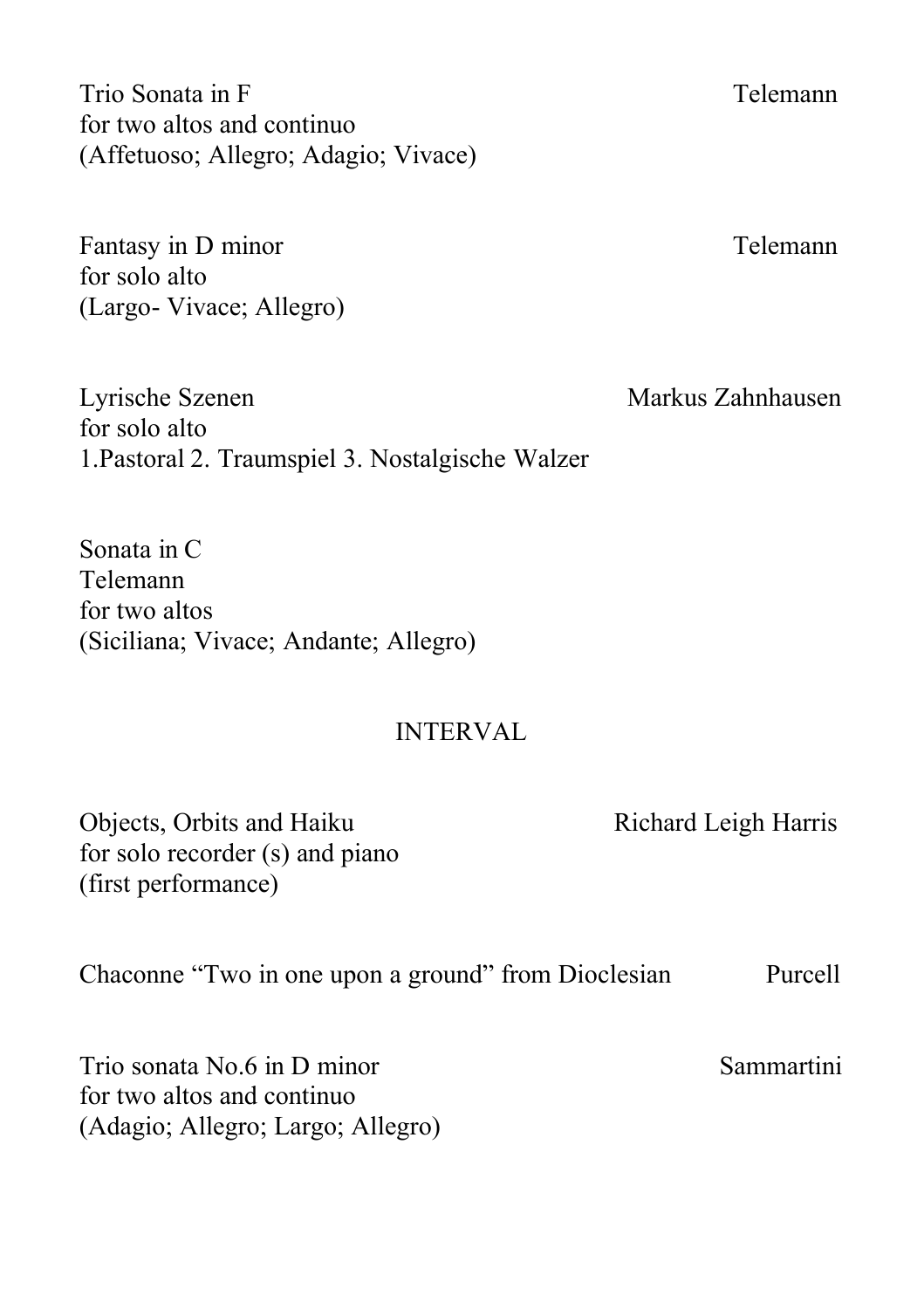Trio Sonata in F — Telemann
for two altos and continuo
(Affetuoso; Allegro; Adagio; Vivace)

Fantasy in D minor — Telemann
for solo alto
(Largo- Vivace; Allegro)

Lyrische Szenen — Markus Zahnhausen
for solo alto
1.Pastoral 2. Traumspiel 3. Nostalgische Walzer

Sonata in C
Telemann
for two altos
(Siciliana; Vivace; Andante; Allegro)

INTERVAL

Objects, Orbits and Haiku — Richard Leigh Harris
for solo recorder (s) and piano
(first performance)

Chaconne "Two in one upon a ground" from Dioclesian — Purcell

Trio sonata No.6 in D minor — Sammartini
for two altos and continuo
(Adagio; Allegro; Largo; Allegro)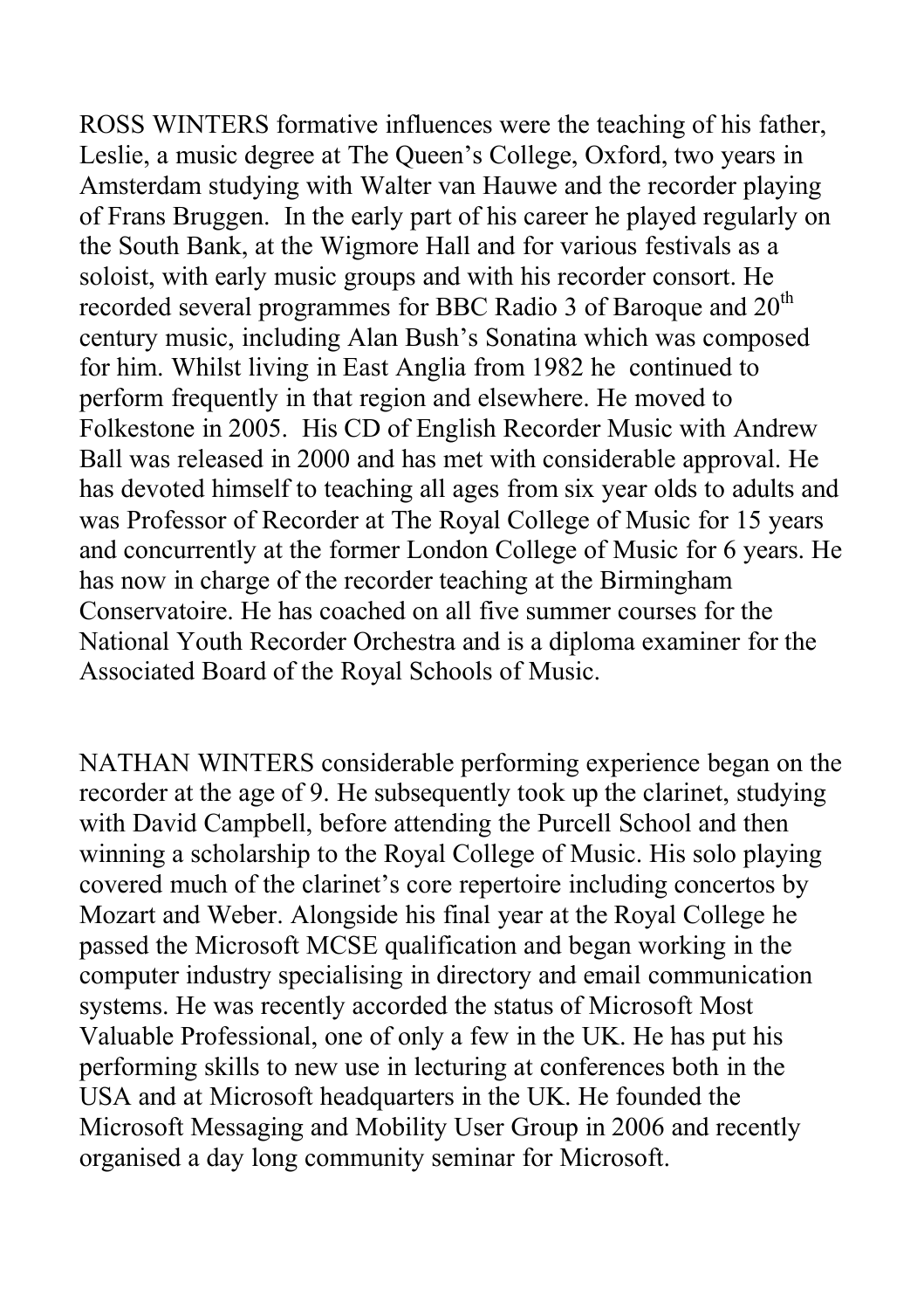ROSS WINTERS formative influences were the teaching of his father, Leslie, a music degree at The Queen's College, Oxford, two years in Amsterdam studying with Walter van Hauwe and the recorder playing of Frans Bruggen. In the early part of his career he played regularly on the South Bank, at the Wigmore Hall and for various festivals as a soloist, with early music groups and with his recorder consort. He recorded several programmes for BBC Radio 3 of Baroque and 20th century music, including Alan Bush's Sonatina which was composed for him. Whilst living in East Anglia from 1982 he continued to perform frequently in that region and elsewhere. He moved to Folkestone in 2005. His CD of English Recorder Music with Andrew Ball was released in 2000 and has met with considerable approval. He has devoted himself to teaching all ages from six year olds to adults and was Professor of Recorder at The Royal College of Music for 15 years and concurrently at the former London College of Music for 6 years. He has now in charge of the recorder teaching at the Birmingham Conservatoire. He has coached on all five summer courses for the National Youth Recorder Orchestra and is a diploma examiner for the Associated Board of the Royal Schools of Music.

NATHAN WINTERS considerable performing experience began on the recorder at the age of 9. He subsequently took up the clarinet, studying with David Campbell, before attending the Purcell School and then winning a scholarship to the Royal College of Music. His solo playing covered much of the clarinet's core repertoire including concertos by Mozart and Weber. Alongside his final year at the Royal College he passed the Microsoft MCSE qualification and began working in the computer industry specialising in directory and email communication systems. He was recently accorded the status of Microsoft Most Valuable Professional, one of only a few in the UK. He has put his performing skills to new use in lecturing at conferences both in the USA and at Microsoft headquarters in the UK. He founded the Microsoft Messaging and Mobility User Group in 2006 and recently organised a day long community seminar for Microsoft.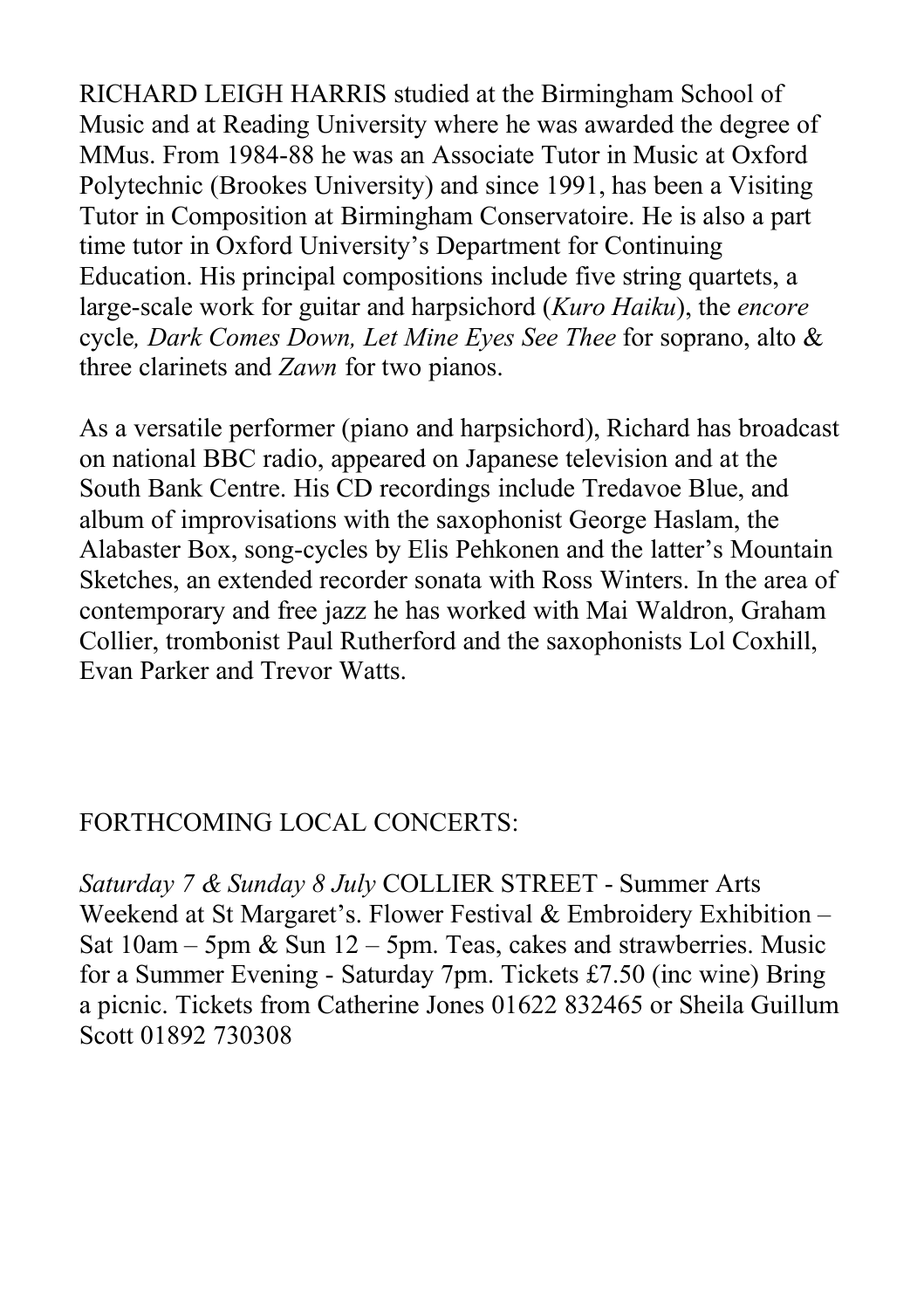RICHARD LEIGH HARRIS studied at the Birmingham School of Music and at Reading University where he was awarded the degree of MMus. From 1984-88 he was an Associate Tutor in Music at Oxford Polytechnic (Brookes University) and since 1991, has been a Visiting Tutor in Composition at Birmingham Conservatoire. He is also a part time tutor in Oxford University's Department for Continuing Education. His principal compositions include five string quartets, a large-scale work for guitar and harpsichord (*Kuro Haiku*), the *encore* cycle*, Dark Comes Down, Let Mine Eyes See Thee* for soprano, alto & three clarinets and *Zawn* for two pianos.

As a versatile performer (piano and harpsichord), Richard has broadcast on national BBC radio, appeared on Japanese television and at the South Bank Centre. His CD recordings include Tredavoe Blue, and album of improvisations with the saxophonist George Haslam, the Alabaster Box, song-cycles by Elis Pehkonen and the latter's Mountain Sketches, an extended recorder sonata with Ross Winters. In the area of contemporary and free jazz he has worked with Mai Waldron, Graham Collier, trombonist Paul Rutherford and the saxophonists Lol Coxhill, Evan Parker and Trevor Watts.

FORTHCOMING LOCAL CONCERTS:

*Saturday 7 & Sunday 8 July* COLLIER STREET - Summer Arts Weekend at St Margaret's. Flower Festival & Embroidery Exhibition – Sat 10am – 5pm & Sun 12 – 5pm. Teas, cakes and strawberries. Music for a Summer Evening - Saturday 7pm. Tickets £7.50 (inc wine) Bring a picnic. Tickets from Catherine Jones 01622 832465 or Sheila Guillum Scott 01892 730308